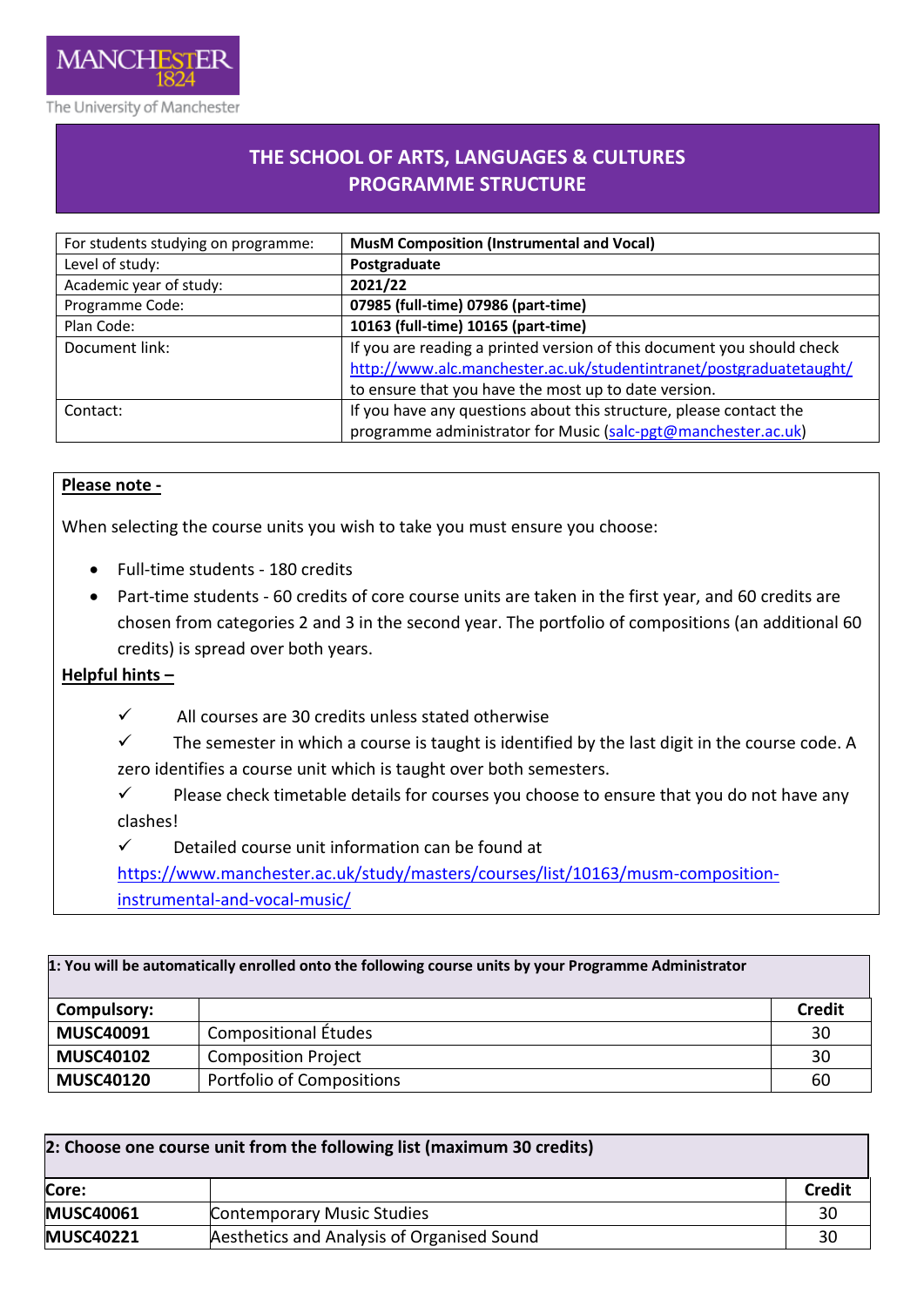MANCHESTER 1824

The University of Manchester

# THE SCHOOL OF ARTS, LANGUAGES & CULTURES
# PROGRAMME STRUCTURE

| | |
|---|---|
| For students studying on programme: | **MusM Composition (Instrumental and Vocal)** |
| Level of study: | **Postgraduate** |
| Academic year of study: | **2021/22** |
| Programme Code: | **07985 (full-time) 07986 (part-time)** |
| Plan Code: | **10163 (full-time) 10165 (part-time)** |
| Document link: | If you are reading a printed version of this document you should check http://www.alc.manchester.ac.uk/studentintranet/postgraduatetaught/ to ensure that you have the most up to date version. |
| Contact: | If you have any questions about this structure, please contact the programme administrator for Music (salc-pgt@manchester.ac.uk) |

**Please note -**

When selecting the course units you wish to take you must ensure you choose:

- Full-time students - 180 credits
- Part-time students - 60 credits of core course units are taken in the first year, and 60 credits are chosen from categories 2 and 3 in the second year. The portfolio of compositions (an additional 60 credits) is spread over both years.

**Helpful hints –**

- ✓ All courses are 30 credits unless stated otherwise
- ✓ The semester in which a course is taught is identified by the last digit in the course code. A zero identifies a course unit which is taught over both semesters.
- ✓ Please check timetable details for courses you choose to ensure that you do not have any clashes!
- ✓ Detailed course unit information can be found at https://www.manchester.ac.uk/study/masters/courses/list/10163/musm-composition-instrumental-and-vocal-music/

**1: You will be automatically enrolled onto the following course units by your Programme Administrator**

| **Compulsory:** | | **Credit** |
|---|---|---|
| **MUSC40091** | Compositional Études | 30 |
| **MUSC40102** | Composition Project | 30 |
| **MUSC40120** | Portfolio of Compositions | 60 |

**2: Choose one course unit from the following list (maximum 30 credits)**

| **Core:** | | **Credit** |
|---|---|---|
| **MUSC40061** | Contemporary Music Studies | 30 |
| **MUSC40221** | Aesthetics and Analysis of Organised Sound | 30 |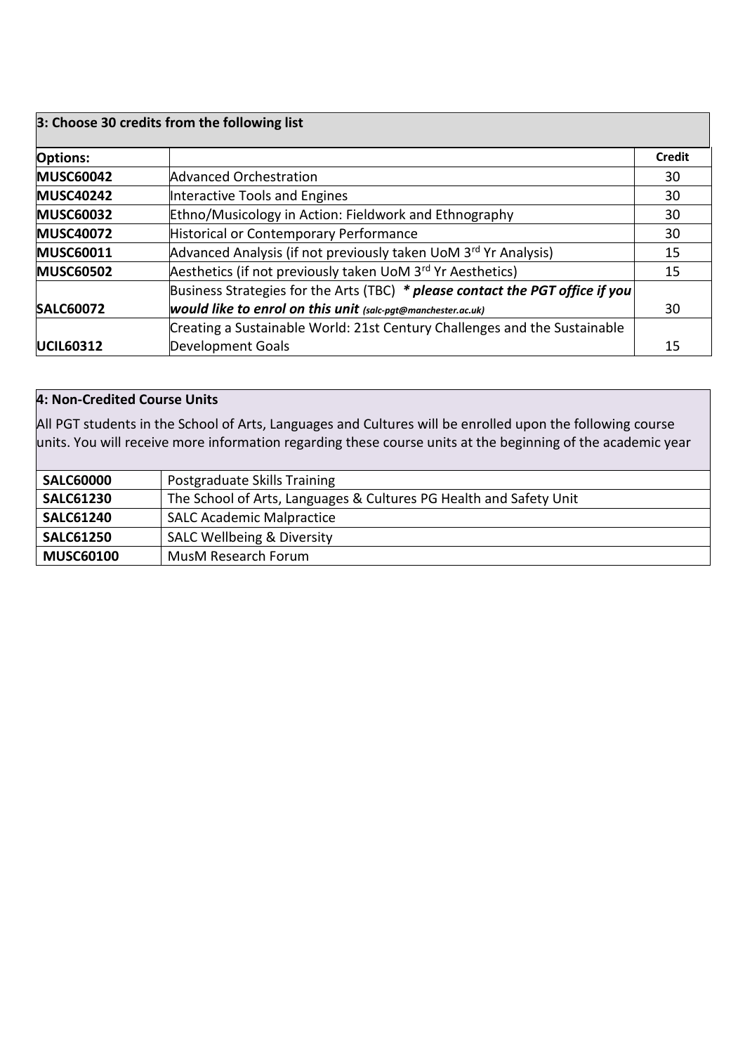| 3: Choose 30 credits from the following list | | |
|---|---|---|
| **Options:** | | **Credit** |
| **MUSC60042** | Advanced Orchestration | 30 |
| **MUSC40242** | Interactive Tools and Engines | 30 |
| **MUSC60032** | Ethno/Musicology in Action: Fieldwork and Ethnography | 30 |
| **MUSC40072** | Historical or Contemporary Performance | 30 |
| **MUSC60011** | Advanced Analysis (if not previously taken UoM 3rd Yr Analysis) | 15 |
| **MUSC60502** | Aesthetics (if not previously taken UoM 3rd Yr Aesthetics) | 15 |
| **SALC60072** | Business Strategies for the Arts (TBC) ***\* please contact the PGT office if you would like to enrol on this unit*** *(salc-pgt@manchester.ac.uk)* | 30 |
| **UCIL60312** | Creating a Sustainable World: 21st Century Challenges and the Sustainable Development Goals | 15 |

**4: Non-Credited Course Units**

All PGT students in the School of Arts, Languages and Cultures will be enrolled upon the following course units. You will receive more information regarding these course units at the beginning of the academic year

| | |
|---|---|
| **SALC60000** | Postgraduate Skills Training |
| **SALC61230** | The School of Arts, Languages & Cultures PG Health and Safety Unit |
| **SALC61240** | SALC Academic Malpractice |
| **SALC61250** | SALC Wellbeing & Diversity |
| **MUSC60100** | MusM Research Forum |